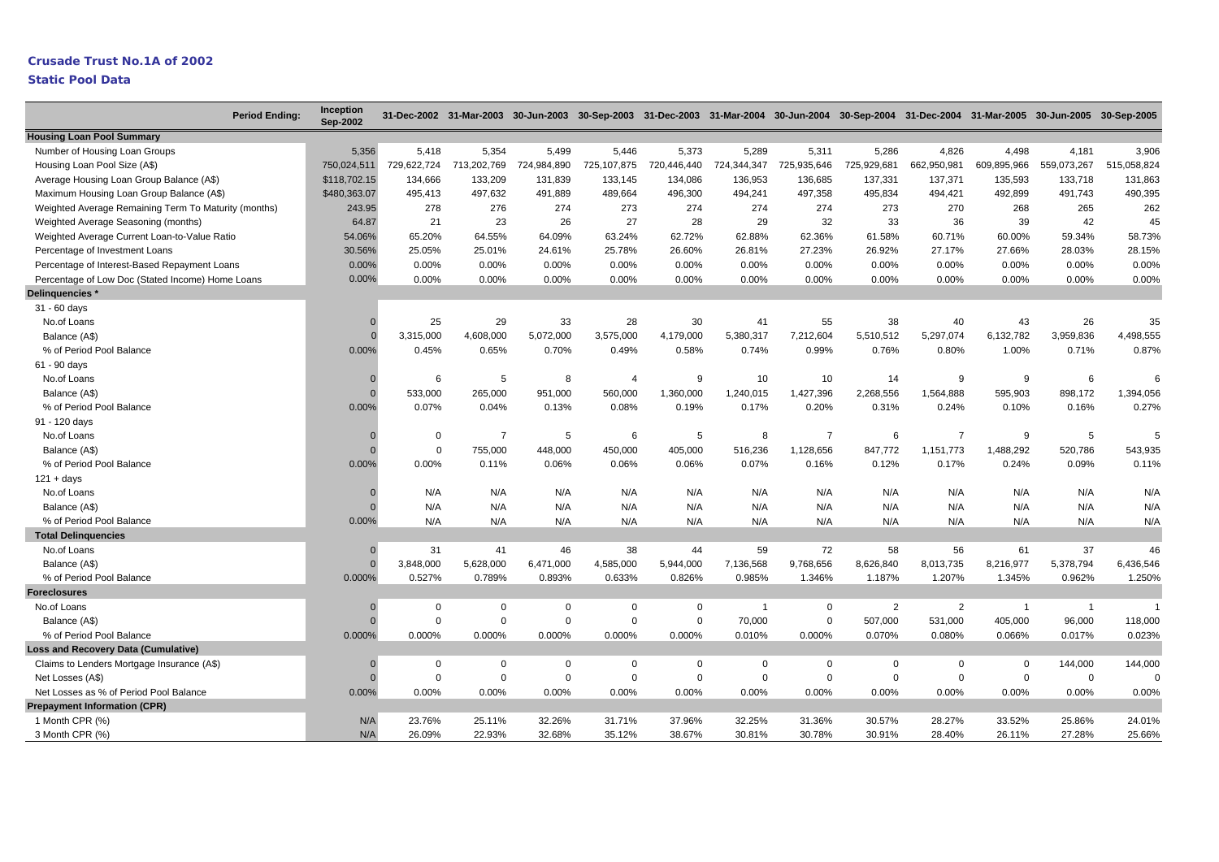# Crusade Trust No.1A of 2002

## Static Pool Data

| Period Ending: | Inception Sep-2002 | 31-Dec-2002 | 31-Mar-2003 | 30-Jun-2003 | 30-Sep-2003 | 31-Dec-2003 | 31-Mar-2004 | 30-Jun-2004 | 30-Sep-2004 | 31-Dec-2004 | 31-Mar-2005 | 30-Jun-2005 | 30-Sep-2005 |
|---|---|---|---|---|---|---|---|---|---|---|---|---|---|
| **Housing Loan Pool Summary** | | | | | | | | | | | | | |
| Number of Housing Loan Groups | 5,356 | 5,418 | 5,354 | 5,499 | 5,446 | 5,373 | 5,289 | 5,311 | 5,286 | 4,826 | 4,498 | 4,181 | 3,906 |
| Housing Loan Pool Size (A$) | 750,024,511 | 729,622,724 | 713,202,769 | 724,984,890 | 725,107,875 | 720,446,440 | 724,344,347 | 725,935,646 | 725,929,681 | 662,950,981 | 609,895,966 | 559,073,267 | 515,058,824 |
| Average Housing Loan Group Balance (A$) | $118,702.15 | 134,666 | 133,209 | 131,839 | 133,145 | 134,086 | 136,953 | 136,685 | 137,331 | 137,371 | 135,593 | 133,718 | 131,863 |
| Maximum Housing Loan Group Balance (A$) | $480,363.07 | 495,413 | 497,632 | 491,889 | 489,664 | 496,300 | 494,241 | 497,358 | 495,834 | 494,421 | 492,899 | 491,743 | 490,395 |
| Weighted Average Remaining Term To Maturity (months) | 243.95 | 278 | 276 | 274 | 273 | 274 | 274 | 274 | 273 | 270 | 268 | 265 | 262 |
| Weighted Average Seasoning (months) | 64.87 | 21 | 23 | 26 | 27 | 28 | 29 | 32 | 33 | 36 | 39 | 42 | 45 |
| Weighted Average Current Loan-to-Value Ratio | 54.06% | 65.20% | 64.55% | 64.09% | 63.24% | 62.72% | 62.88% | 62.36% | 61.58% | 60.71% | 60.00% | 59.34% | 58.73% |
| Percentage of Investment Loans | 30.56% | 25.05% | 25.01% | 24.61% | 25.78% | 26.60% | 26.81% | 27.23% | 26.92% | 27.17% | 27.66% | 28.03% | 28.15% |
| Percentage of Interest-Based Repayment Loans | 0.00% | 0.00% | 0.00% | 0.00% | 0.00% | 0.00% | 0.00% | 0.00% | 0.00% | 0.00% | 0.00% | 0.00% | 0.00% |
| Percentage of Low Doc (Stated Income) Home Loans | 0.00% | 0.00% | 0.00% | 0.00% | 0.00% | 0.00% | 0.00% | 0.00% | 0.00% | 0.00% | 0.00% | 0.00% | 0.00% |
| **Delinquencies *** | | | | | | | | | | | | | |
| 31 - 60 days | | | | | | | | | | | | | |
| No.of Loans | 0 | 25 | 29 | 33 | 28 | 30 | 41 | 55 | 38 | 40 | 43 | 26 | 35 |
| Balance (A$) | 0 | 3,315,000 | 4,608,000 | 5,072,000 | 3,575,000 | 4,179,000 | 5,380,317 | 7,212,604 | 5,510,512 | 5,297,074 | 6,132,782 | 3,959,836 | 4,498,555 |
| % of Period Pool Balance | 0.00% | 0.45% | 0.65% | 0.70% | 0.49% | 0.58% | 0.74% | 0.99% | 0.76% | 0.80% | 1.00% | 0.71% | 0.87% |
| 61 - 90 days | | | | | | | | | | | | | |
| No.of Loans | 0 | 6 | 5 | 8 | 4 | 9 | 10 | 10 | 14 | 9 | 9 | 6 | 6 |
| Balance (A$) | 0 | 533,000 | 265,000 | 951,000 | 560,000 | 1,360,000 | 1,240,015 | 1,427,396 | 2,268,556 | 1,564,888 | 595,903 | 898,172 | 1,394,056 |
| % of Period Pool Balance | 0.00% | 0.07% | 0.04% | 0.13% | 0.08% | 0.19% | 0.17% | 0.20% | 0.31% | 0.24% | 0.10% | 0.16% | 0.27% |
| 91 - 120 days | | | | | | | | | | | | | |
| No.of Loans | 0 | 0 | 7 | 5 | 6 | 5 | 8 | 7 | 6 | 7 | 9 | 5 | 5 |
| Balance (A$) | 0 | 0 | 755,000 | 448,000 | 450,000 | 405,000 | 516,236 | 1,128,656 | 847,772 | 1,151,773 | 1,488,292 | 520,786 | 543,935 |
| % of Period Pool Balance | 0.00% | 0.00% | 0.11% | 0.06% | 0.06% | 0.06% | 0.07% | 0.16% | 0.12% | 0.17% | 0.24% | 0.09% | 0.11% |
| 121 + days | | | | | | | | | | | | | |
| No.of Loans | 0 | N/A | N/A | N/A | N/A | N/A | N/A | N/A | N/A | N/A | N/A | N/A | N/A |
| Balance (A$) | 0 | N/A | N/A | N/A | N/A | N/A | N/A | N/A | N/A | N/A | N/A | N/A | N/A |
| % of Period Pool Balance | 0.00% | N/A | N/A | N/A | N/A | N/A | N/A | N/A | N/A | N/A | N/A | N/A | N/A |
| **Total Delinquencies** | | | | | | | | | | | | | |
| No.of Loans | 0 | 31 | 41 | 46 | 38 | 44 | 59 | 72 | 58 | 56 | 61 | 37 | 46 |
| Balance (A$) | 0 | 3,848,000 | 5,628,000 | 6,471,000 | 4,585,000 | 5,944,000 | 7,136,568 | 9,768,656 | 8,626,840 | 8,013,735 | 8,216,977 | 5,378,794 | 6,436,546 |
| % of Period Pool Balance | 0.000% | 0.527% | 0.789% | 0.893% | 0.633% | 0.826% | 0.985% | 1.346% | 1.187% | 1.207% | 1.345% | 0.962% | 1.250% |
| **Foreclosures** | | | | | | | | | | | | | |
| No.of Loans | 0 | 0 | 0 | 0 | 0 | 0 | 1 | 0 | 2 | 2 | 1 | 1 | 1 |
| Balance (A$) | 0 | 0 | 0 | 0 | 0 | 0 | 70,000 | 0 | 507,000 | 531,000 | 405,000 | 96,000 | 118,000 |
| % of Period Pool Balance | 0.000% | 0.000% | 0.000% | 0.000% | 0.000% | 0.000% | 0.010% | 0.000% | 0.070% | 0.080% | 0.066% | 0.017% | 0.023% |
| **Loss and Recovery Data (Cumulative)** | | | | | | | | | | | | | |
| Claims to Lenders Mortgage Insurance (A$) | 0 | 0 | 0 | 0 | 0 | 0 | 0 | 0 | 0 | 0 | 0 | 144,000 | 144,000 |
| Net Losses (A$) | 0 | 0 | 0 | 0 | 0 | 0 | 0 | 0 | 0 | 0 | 0 | 0 | 0 |
| Net Losses as % of Period Pool Balance | 0.00% | 0.00% | 0.00% | 0.00% | 0.00% | 0.00% | 0.00% | 0.00% | 0.00% | 0.00% | 0.00% | 0.00% | 0.00% |
| **Prepayment Information (CPR)** | | | | | | | | | | | | | |
| 1 Month CPR (%) | N/A | 23.76% | 25.11% | 32.26% | 31.71% | 37.96% | 32.25% | 31.36% | 30.57% | 28.27% | 33.52% | 25.86% | 24.01% |
| 3 Month CPR (%) | N/A | 26.09% | 22.93% | 32.68% | 35.12% | 38.67% | 30.81% | 30.78% | 30.91% | 28.40% | 26.11% | 27.28% | 25.66% |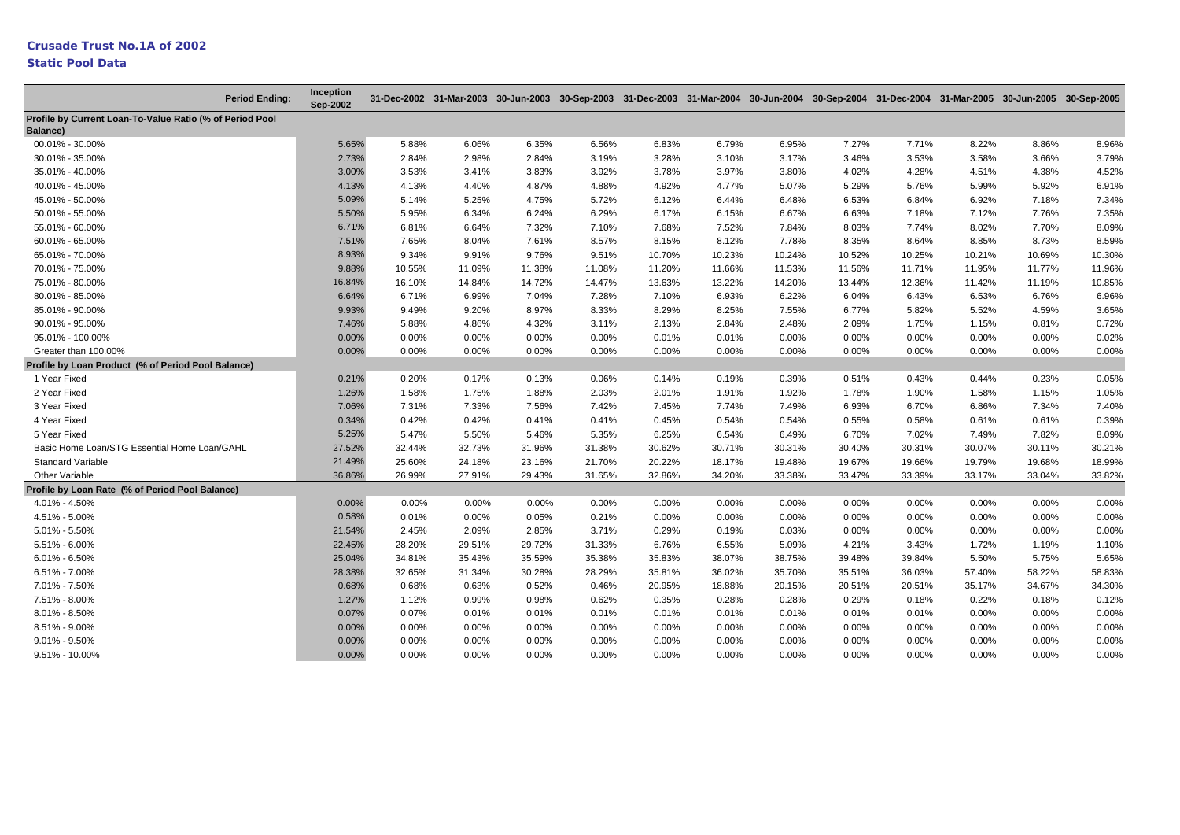# Crusade Trust No.1A of 2002

## Static Pool Data

| Period Ending: | Inception Sep-2002 | 31-Dec-2002 | 31-Mar-2003 | 30-Jun-2003 | 30-Sep-2003 | 31-Dec-2003 | 31-Mar-2004 | 30-Jun-2004 | 30-Sep-2004 | 31-Dec-2004 | 31-Mar-2005 | 30-Jun-2005 | 30-Sep-2005 |
|---|---|---|---|---|---|---|---|---|---|---|---|---|---|
| **Profile by Current Loan-To-Value Ratio (% of Period Pool Balance)** | | | | | | | | | | | | | |
| 00.01% - 30.00% | 5.65% | 5.88% | 6.06% | 6.35% | 6.56% | 6.83% | 6.79% | 6.95% | 7.27% | 7.71% | 8.22% | 8.86% | 8.96% |
| 30.01% - 35.00% | 2.73% | 2.84% | 2.98% | 2.84% | 3.19% | 3.28% | 3.10% | 3.17% | 3.46% | 3.53% | 3.58% | 3.66% | 3.79% |
| 35.01% - 40.00% | 3.00% | 3.53% | 3.41% | 3.83% | 3.92% | 3.78% | 3.97% | 3.80% | 4.02% | 4.28% | 4.51% | 4.38% | 4.52% |
| 40.01% - 45.00% | 4.13% | 4.13% | 4.40% | 4.87% | 4.88% | 4.92% | 4.77% | 5.07% | 5.29% | 5.76% | 5.99% | 5.92% | 6.91% |
| 45.01% - 50.00% | 5.09% | 5.14% | 5.25% | 4.75% | 5.72% | 6.12% | 6.44% | 6.48% | 6.53% | 6.84% | 6.92% | 7.18% | 7.34% |
| 50.01% - 55.00% | 5.50% | 5.95% | 6.34% | 6.24% | 6.29% | 6.17% | 6.15% | 6.67% | 6.63% | 7.18% | 7.12% | 7.76% | 7.35% |
| 55.01% - 60.00% | 6.71% | 6.81% | 6.64% | 7.32% | 7.10% | 7.68% | 7.52% | 7.84% | 8.03% | 7.74% | 8.02% | 7.70% | 8.09% |
| 60.01% - 65.00% | 7.51% | 7.65% | 8.04% | 7.61% | 8.57% | 8.15% | 8.12% | 7.78% | 8.35% | 8.64% | 8.85% | 8.73% | 8.59% |
| 65.01% - 70.00% | 8.93% | 9.34% | 9.91% | 9.76% | 9.51% | 10.70% | 10.23% | 10.24% | 10.52% | 10.25% | 10.21% | 10.69% | 10.30% |
| 70.01% - 75.00% | 9.88% | 10.55% | 11.09% | 11.38% | 11.08% | 11.20% | 11.66% | 11.53% | 11.56% | 11.71% | 11.95% | 11.77% | 11.96% |
| 75.01% - 80.00% | 16.84% | 16.10% | 14.84% | 14.72% | 14.47% | 13.63% | 13.22% | 14.20% | 13.44% | 12.36% | 11.42% | 11.19% | 10.85% |
| 80.01% - 85.00% | 6.64% | 6.71% | 6.99% | 7.04% | 7.28% | 7.10% | 6.93% | 6.22% | 6.04% | 6.43% | 6.53% | 6.76% | 6.96% |
| 85.01% - 90.00% | 9.93% | 9.49% | 9.20% | 8.97% | 8.33% | 8.29% | 8.25% | 7.55% | 6.77% | 5.82% | 5.52% | 4.59% | 3.65% |
| 90.01% - 95.00% | 7.46% | 5.88% | 4.86% | 4.32% | 3.11% | 2.13% | 2.84% | 2.48% | 2.09% | 1.75% | 1.15% | 0.81% | 0.72% |
| 95.01% - 100.00% | 0.00% | 0.00% | 0.00% | 0.00% | 0.00% | 0.01% | 0.01% | 0.00% | 0.00% | 0.00% | 0.00% | 0.00% | 0.02% |
| Greater than 100.00% | 0.00% | 0.00% | 0.00% | 0.00% | 0.00% | 0.00% | 0.00% | 0.00% | 0.00% | 0.00% | 0.00% | 0.00% | 0.00% |
| **Profile by Loan Product (% of Period Pool Balance)** | | | | | | | | | | | | | |
| 1 Year Fixed | 0.21% | 0.20% | 0.17% | 0.13% | 0.06% | 0.14% | 0.19% | 0.39% | 0.51% | 0.43% | 0.44% | 0.23% | 0.05% |
| 2 Year Fixed | 1.26% | 1.58% | 1.75% | 1.88% | 2.03% | 2.01% | 1.91% | 1.92% | 1.78% | 1.90% | 1.58% | 1.15% | 1.05% |
| 3 Year Fixed | 7.06% | 7.31% | 7.33% | 7.56% | 7.42% | 7.45% | 7.74% | 7.49% | 6.93% | 6.70% | 6.86% | 7.34% | 7.40% |
| 4 Year Fixed | 0.34% | 0.42% | 0.42% | 0.41% | 0.41% | 0.45% | 0.54% | 0.54% | 0.55% | 0.58% | 0.61% | 0.61% | 0.39% |
| 5 Year Fixed | 5.25% | 5.47% | 5.50% | 5.46% | 5.35% | 6.25% | 6.54% | 6.49% | 6.70% | 7.02% | 7.49% | 7.82% | 8.09% |
| Basic Home Loan/STG Essential Home Loan/GAHL | 27.52% | 32.44% | 32.73% | 31.96% | 31.38% | 30.62% | 30.71% | 30.31% | 30.40% | 30.31% | 30.07% | 30.11% | 30.21% |
| Standard Variable | 21.49% | 25.60% | 24.18% | 23.16% | 21.70% | 20.22% | 18.17% | 19.48% | 19.67% | 19.66% | 19.79% | 19.68% | 18.99% |
| Other Variable | 36.86% | 26.99% | 27.91% | 29.43% | 31.65% | 32.86% | 34.20% | 33.38% | 33.47% | 33.39% | 33.17% | 33.04% | 33.82% |
| **Profile by Loan Rate (% of Period Pool Balance)** | | | | | | | | | | | | | |
| 4.01% - 4.50% | 0.00% | 0.00% | 0.00% | 0.00% | 0.00% | 0.00% | 0.00% | 0.00% | 0.00% | 0.00% | 0.00% | 0.00% | 0.00% |
| 4.51% - 5.00% | 0.58% | 0.01% | 0.00% | 0.05% | 0.21% | 0.00% | 0.00% | 0.00% | 0.00% | 0.00% | 0.00% | 0.00% | 0.00% |
| 5.01% - 5.50% | 21.54% | 2.45% | 2.09% | 2.85% | 3.71% | 0.29% | 0.19% | 0.03% | 0.00% | 0.00% | 0.00% | 0.00% | 0.00% |
| 5.51% - 6.00% | 22.45% | 28.20% | 29.51% | 29.72% | 31.33% | 6.76% | 6.55% | 5.09% | 4.21% | 3.43% | 1.72% | 1.19% | 1.10% |
| 6.01% - 6.50% | 25.04% | 34.81% | 35.43% | 35.59% | 35.38% | 35.83% | 38.07% | 38.75% | 39.48% | 39.84% | 5.50% | 5.75% | 5.65% |
| 6.51% - 7.00% | 28.38% | 32.65% | 31.34% | 30.28% | 28.29% | 35.81% | 36.02% | 35.70% | 35.51% | 36.03% | 57.40% | 58.22% | 58.83% |
| 7.01% - 7.50% | 0.68% | 0.68% | 0.63% | 0.52% | 0.46% | 20.95% | 18.88% | 20.15% | 20.51% | 20.51% | 35.17% | 34.67% | 34.30% |
| 7.51% - 8.00% | 1.27% | 1.12% | 0.99% | 0.98% | 0.62% | 0.35% | 0.28% | 0.28% | 0.29% | 0.18% | 0.22% | 0.18% | 0.12% |
| 8.01% - 8.50% | 0.07% | 0.07% | 0.01% | 0.01% | 0.01% | 0.01% | 0.01% | 0.01% | 0.01% | 0.01% | 0.00% | 0.00% | 0.00% |
| 8.51% - 9.00% | 0.00% | 0.00% | 0.00% | 0.00% | 0.00% | 0.00% | 0.00% | 0.00% | 0.00% | 0.00% | 0.00% | 0.00% | 0.00% |
| 9.01% - 9.50% | 0.00% | 0.00% | 0.00% | 0.00% | 0.00% | 0.00% | 0.00% | 0.00% | 0.00% | 0.00% | 0.00% | 0.00% | 0.00% |
| 9.51% - 10.00% | 0.00% | 0.00% | 0.00% | 0.00% | 0.00% | 0.00% | 0.00% | 0.00% | 0.00% | 0.00% | 0.00% | 0.00% | 0.00% |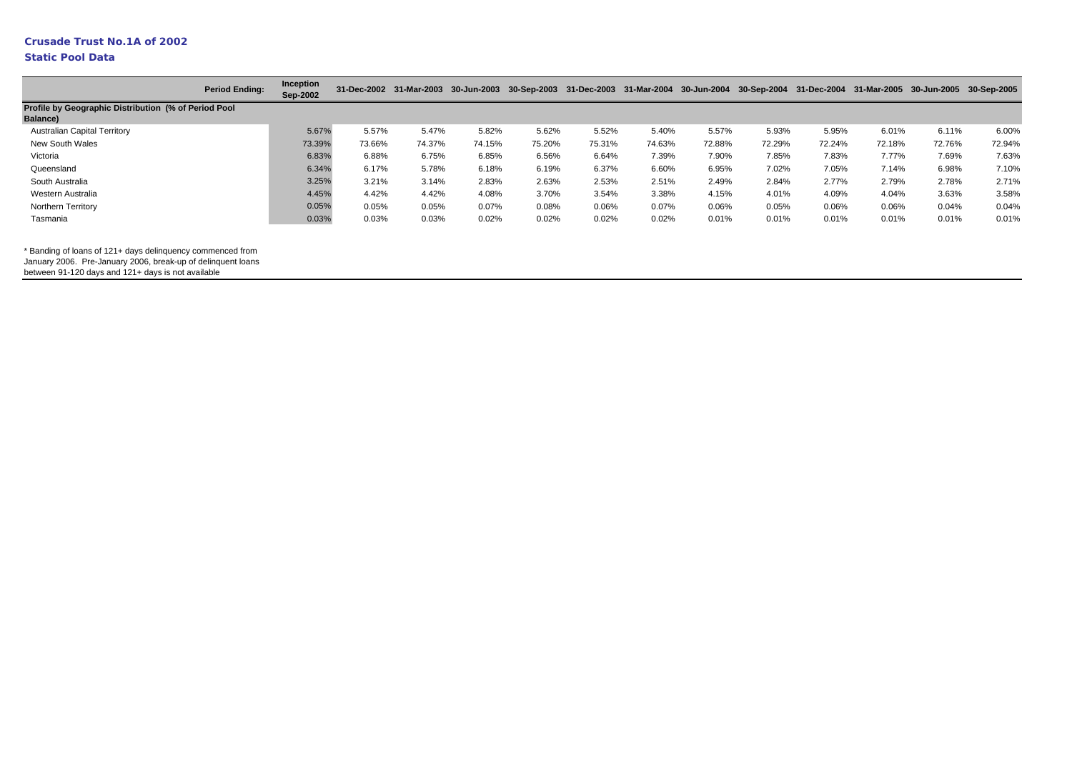**Crusade Trust No.1A of 2002**

**Static Pool Data**

| Period Ending: | Inception Sep-2002 | 31-Dec-2002 | 31-Mar-2003 | 30-Jun-2003 | 30-Sep-2003 | 31-Dec-2003 | 31-Mar-2004 | 30-Jun-2004 | 30-Sep-2004 | 31-Dec-2004 | 31-Mar-2005 | 30-Jun-2005 | 30-Sep-2005 |
|---|---|---|---|---|---|---|---|---|---|---|---|---|---|
| **Profile by Geographic Distribution (% of Period Pool Balance)** | | | | | | | | | | | | | |
| Australian Capital Territory | 5.67% | 5.57% | 5.47% | 5.82% | 5.62% | 5.52% | 5.40% | 5.57% | 5.93% | 5.95% | 6.01% | 6.11% | 6.00% |
| New South Wales | 73.39% | 73.66% | 74.37% | 74.15% | 75.20% | 75.31% | 74.63% | 72.88% | 72.29% | 72.24% | 72.18% | 72.76% | 72.94% |
| Victoria | 6.83% | 6.88% | 6.75% | 6.85% | 6.56% | 6.64% | 7.39% | 7.90% | 7.85% | 7.83% | 7.77% | 7.69% | 7.63% |
| Queensland | 6.34% | 6.17% | 5.78% | 6.18% | 6.19% | 6.37% | 6.60% | 6.95% | 7.02% | 7.05% | 7.14% | 6.98% | 7.10% |
| South Australia | 3.25% | 3.21% | 3.14% | 2.83% | 2.63% | 2.53% | 2.51% | 2.49% | 2.84% | 2.77% | 2.79% | 2.78% | 2.71% |
| Western Australia | 4.45% | 4.42% | 4.42% | 4.08% | 3.70% | 3.54% | 3.38% | 4.15% | 4.01% | 4.09% | 4.04% | 3.63% | 3.58% |
| Northern Territory | 0.05% | 0.05% | 0.05% | 0.07% | 0.08% | 0.06% | 0.07% | 0.06% | 0.05% | 0.06% | 0.06% | 0.04% | 0.04% |
| Tasmania | 0.03% | 0.03% | 0.03% | 0.02% | 0.02% | 0.02% | 0.02% | 0.01% | 0.01% | 0.01% | 0.01% | 0.01% | 0.01% |

* Banding of loans of 121+ days delinquency commenced from January 2006. Pre-January 2006, break-up of delinquent loans between 91-120 days and 121+ days is not available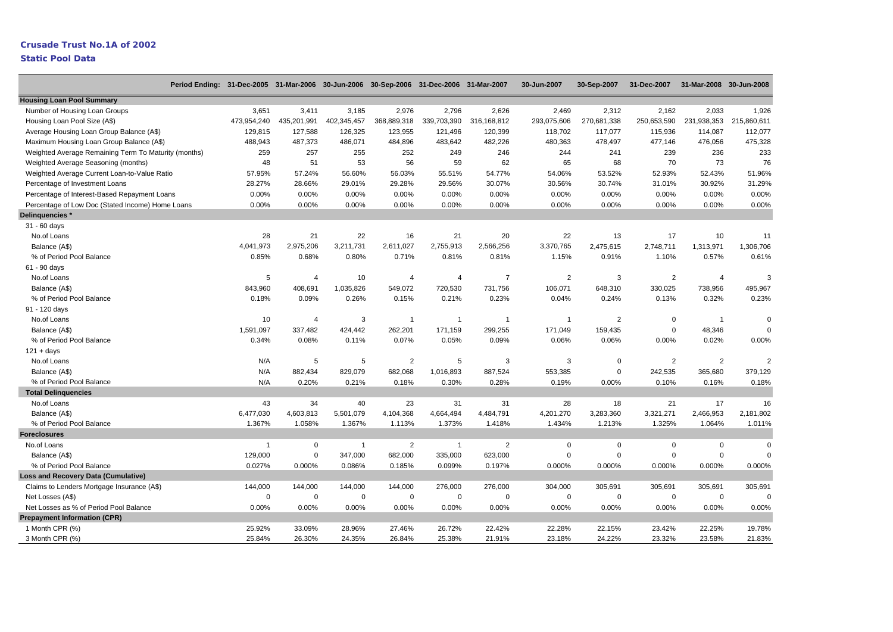# Crusade Trust No.1A of 2002

## Static Pool Data

| Period Ending: | 31-Dec-2005 | 31-Mar-2006 | 30-Jun-2006 | 30-Sep-2006 | 31-Dec-2006 | 31-Mar-2007 | 30-Jun-2007 | 30-Sep-2007 | 31-Dec-2007 | 31-Mar-2008 | 30-Jun-2008 |
|---|---|---|---|---|---|---|---|---|---|---|---|
| **Housing Loan Pool Summary** | | | | | | | | | | | |
| Number of Housing Loan Groups | 3,651 | 3,411 | 3,185 | 2,976 | 2,796 | 2,626 | 2,469 | 2,312 | 2,162 | 2,033 | 1,926 |
| Housing Loan Pool Size (A$) | 473,954,240 | 435,201,991 | 402,345,457 | 368,889,318 | 339,703,390 | 316,168,812 | 293,075,606 | 270,681,338 | 250,653,590 | 231,938,353 | 215,860,611 |
| Average Housing Loan Group Balance (A$) | 129,815 | 127,588 | 126,325 | 123,955 | 121,496 | 120,399 | 118,702 | 117,077 | 115,936 | 114,087 | 112,077 |
| Maximum Housing Loan Group Balance (A$) | 488,943 | 487,373 | 486,071 | 484,896 | 483,642 | 482,226 | 480,363 | 478,497 | 477,146 | 476,056 | 475,328 |
| Weighted Average Remaining Term To Maturity (months) | 259 | 257 | 255 | 252 | 249 | 246 | 244 | 241 | 239 | 236 | 233 |
| Weighted Average Seasoning (months) | 48 | 51 | 53 | 56 | 59 | 62 | 65 | 68 | 70 | 73 | 76 |
| Weighted Average Current Loan-to-Value Ratio | 57.95% | 57.24% | 56.60% | 56.03% | 55.51% | 54.77% | 54.06% | 53.52% | 52.93% | 52.43% | 51.96% |
| Percentage of Investment Loans | 28.27% | 28.66% | 29.01% | 29.28% | 29.56% | 30.07% | 30.56% | 30.74% | 31.01% | 30.92% | 31.29% |
| Percentage of Interest-Based Repayment Loans | 0.00% | 0.00% | 0.00% | 0.00% | 0.00% | 0.00% | 0.00% | 0.00% | 0.00% | 0.00% | 0.00% |
| Percentage of Low Doc (Stated Income) Home Loans | 0.00% | 0.00% | 0.00% | 0.00% | 0.00% | 0.00% | 0.00% | 0.00% | 0.00% | 0.00% | 0.00% |
| **Delinquencies *** | | | | | | | | | | | |
| 31 - 60 days | | | | | | | | | | | |
| No.of Loans | 28 | 21 | 22 | 16 | 21 | 20 | 22 | 13 | 17 | 10 | 11 |
| Balance (A$) | 4,041,973 | 2,975,206 | 3,211,731 | 2,611,027 | 2,755,913 | 2,566,256 | 3,370,765 | 2,475,615 | 2,748,711 | 1,313,971 | 1,306,706 |
| % of Period Pool Balance | 0.85% | 0.68% | 0.80% | 0.71% | 0.81% | 0.81% | 1.15% | 0.91% | 1.10% | 0.57% | 0.61% |
| 61 - 90 days | | | | | | | | | | | |
| No.of Loans | 5 | 4 | 10 | 4 | 4 | 7 | 2 | 3 | 2 | 4 | 3 |
| Balance (A$) | 843,960 | 408,691 | 1,035,826 | 549,072 | 720,530 | 731,756 | 106,071 | 648,310 | 330,025 | 738,956 | 495,967 |
| % of Period Pool Balance | 0.18% | 0.09% | 0.26% | 0.15% | 0.21% | 0.23% | 0.04% | 0.24% | 0.13% | 0.32% | 0.23% |
| 91 - 120 days | | | | | | | | | | | |
| No.of Loans | 10 | 4 | 3 | 1 | 1 | 1 | 1 | 2 | 0 | 1 | 0 |
| Balance (A$) | 1,591,097 | 337,482 | 424,442 | 262,201 | 171,159 | 299,255 | 171,049 | 159,435 | 0 | 48,346 | 0 |
| % of Period Pool Balance | 0.34% | 0.08% | 0.11% | 0.07% | 0.05% | 0.09% | 0.06% | 0.06% | 0.00% | 0.02% | 0.00% |
| 121 + days | | | | | | | | | | | |
| No.of Loans | N/A | 5 | 5 | 2 | 5 | 3 | 3 | 0 | 2 | 2 | 2 |
| Balance (A$) | N/A | 882,434 | 829,079 | 682,068 | 1,016,893 | 887,524 | 553,385 | 0 | 242,535 | 365,680 | 379,129 |
| % of Period Pool Balance | N/A | 0.20% | 0.21% | 0.18% | 0.30% | 0.28% | 0.19% | 0.00% | 0.10% | 0.16% | 0.18% |
| **Total Delinquencies** | | | | | | | | | | | |
| No.of Loans | 43 | 34 | 40 | 23 | 31 | 31 | 28 | 18 | 21 | 17 | 16 |
| Balance (A$) | 6,477,030 | 4,603,813 | 5,501,079 | 4,104,368 | 4,664,494 | 4,484,791 | 4,201,270 | 3,283,360 | 3,321,271 | 2,466,953 | 2,181,802 |
| % of Period Pool Balance | 1.367% | 1.058% | 1.367% | 1.113% | 1.373% | 1.418% | 1.434% | 1.213% | 1.325% | 1.064% | 1.011% |
| **Foreclosures** | | | | | | | | | | | |
| No.of Loans | 1 | 0 | 1 | 2 | 1 | 2 | 0 | 0 | 0 | 0 | 0 |
| Balance (A$) | 129,000 | 0 | 347,000 | 682,000 | 335,000 | 623,000 | 0 | 0 | 0 | 0 | 0 |
| % of Period Pool Balance | 0.027% | 0.000% | 0.086% | 0.185% | 0.099% | 0.197% | 0.000% | 0.000% | 0.000% | 0.000% | 0.000% |
| **Loss and Recovery Data (Cumulative)** | | | | | | | | | | | |
| Claims to Lenders Mortgage Insurance (A$) | 144,000 | 144,000 | 144,000 | 144,000 | 276,000 | 276,000 | 304,000 | 305,691 | 305,691 | 305,691 | 305,691 |
| Net Losses (A$) | 0 | 0 | 0 | 0 | 0 | 0 | 0 | 0 | 0 | 0 | 0 |
| Net Losses as % of Period Pool Balance | 0.00% | 0.00% | 0.00% | 0.00% | 0.00% | 0.00% | 0.00% | 0.00% | 0.00% | 0.00% | 0.00% |
| **Prepayment Information (CPR)** | | | | | | | | | | | |
| 1 Month CPR (%) | 25.92% | 33.09% | 28.96% | 27.46% | 26.72% | 22.42% | 22.28% | 22.15% | 23.42% | 22.25% | 19.78% |
| 3 Month CPR (%) | 25.84% | 26.30% | 24.35% | 26.84% | 25.38% | 21.91% | 23.18% | 24.22% | 23.32% | 23.58% | 21.83% |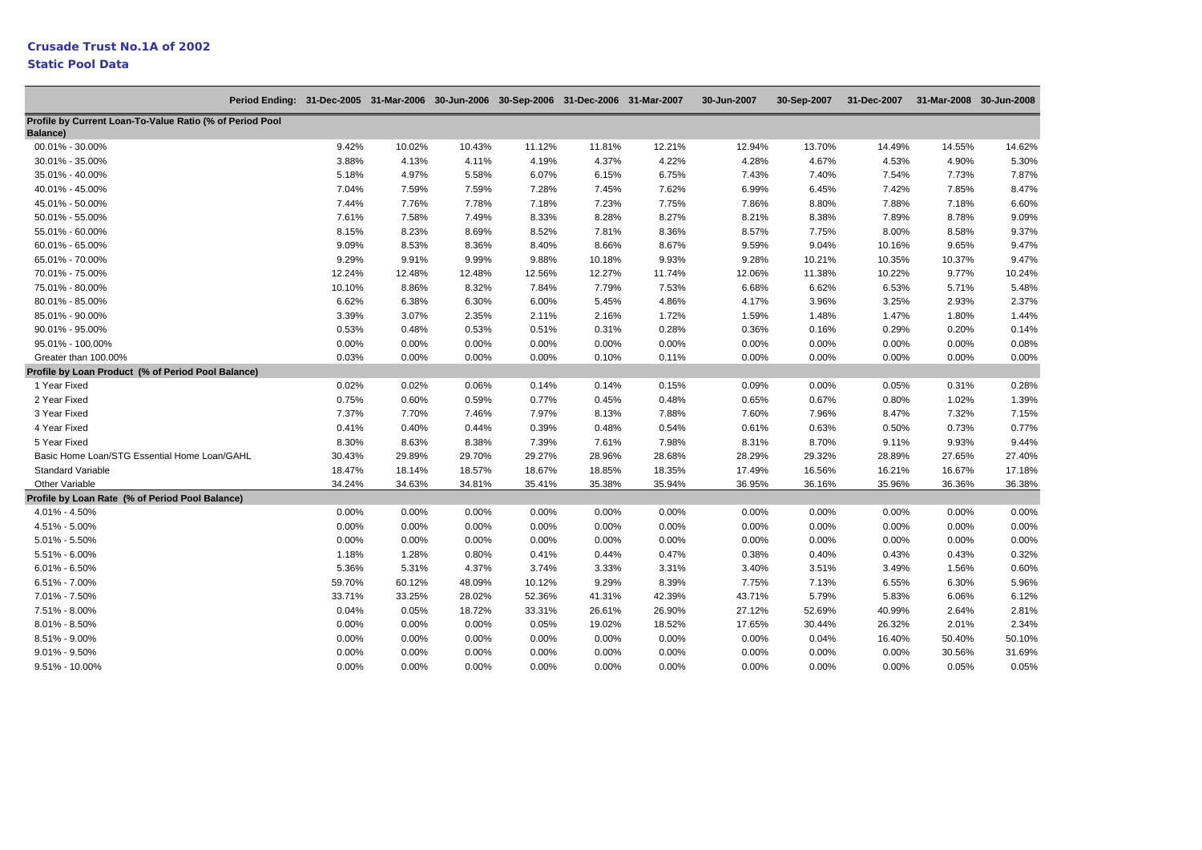**Crusade Trust No.1A of 2002**

**Static Pool Data**

| Period Ending: | 31-Dec-2005 | 31-Mar-2006 | 30-Jun-2006 | 30-Sep-2006 | 31-Dec-2006 | 31-Mar-2007 | 30-Jun-2007 | 30-Sep-2007 | 31-Dec-2007 | 31-Mar-2008 | 30-Jun-2008 |
|---|---|---|---|---|---|---|---|---|---|---|---|
| **Profile by Current Loan-To-Value Ratio (% of Period Pool Balance)** | | | | | | | | | | | |
| 00.01% - 30.00% | 9.42% | 10.02% | 10.43% | 11.12% | 11.81% | 12.21% | 12.94% | 13.70% | 14.49% | 14.55% | 14.62% |
| 30.01% - 35.00% | 3.88% | 4.13% | 4.11% | 4.19% | 4.37% | 4.22% | 4.28% | 4.67% | 4.53% | 4.90% | 5.30% |
| 35.01% - 40.00% | 5.18% | 4.97% | 5.58% | 6.07% | 6.15% | 6.75% | 7.43% | 7.40% | 7.54% | 7.73% | 7.87% |
| 40.01% - 45.00% | 7.04% | 7.59% | 7.59% | 7.28% | 7.45% | 7.62% | 6.99% | 6.45% | 7.42% | 7.85% | 8.47% |
| 45.01% - 50.00% | 7.44% | 7.76% | 7.78% | 7.18% | 7.23% | 7.75% | 7.86% | 8.80% | 7.88% | 7.18% | 6.60% |
| 50.01% - 55.00% | 7.61% | 7.58% | 7.49% | 8.33% | 8.28% | 8.27% | 8.21% | 8.38% | 7.89% | 8.78% | 9.09% |
| 55.01% - 60.00% | 8.15% | 8.23% | 8.69% | 8.52% | 7.81% | 8.36% | 8.57% | 7.75% | 8.00% | 8.58% | 9.37% |
| 60.01% - 65.00% | 9.09% | 8.53% | 8.36% | 8.40% | 8.66% | 8.67% | 9.59% | 9.04% | 10.16% | 9.65% | 9.47% |
| 65.01% - 70.00% | 9.29% | 9.91% | 9.99% | 9.88% | 10.18% | 9.93% | 9.28% | 10.21% | 10.35% | 10.37% | 9.47% |
| 70.01% - 75.00% | 12.24% | 12.48% | 12.48% | 12.56% | 12.27% | 11.74% | 12.06% | 11.38% | 10.22% | 9.77% | 10.24% |
| 75.01% - 80.00% | 10.10% | 8.86% | 8.32% | 7.84% | 7.79% | 7.53% | 6.68% | 6.62% | 6.53% | 5.71% | 5.48% |
| 80.01% - 85.00% | 6.62% | 6.38% | 6.30% | 6.00% | 5.45% | 4.86% | 4.17% | 3.96% | 3.25% | 2.93% | 2.37% |
| 85.01% - 90.00% | 3.39% | 3.07% | 2.35% | 2.11% | 2.16% | 1.72% | 1.59% | 1.48% | 1.47% | 1.80% | 1.44% |
| 90.01% - 95.00% | 0.53% | 0.48% | 0.53% | 0.51% | 0.31% | 0.28% | 0.36% | 0.16% | 0.29% | 0.20% | 0.14% |
| 95.01% - 100.00% | 0.00% | 0.00% | 0.00% | 0.00% | 0.00% | 0.00% | 0.00% | 0.00% | 0.00% | 0.00% | 0.08% |
| Greater than 100.00% | 0.03% | 0.00% | 0.00% | 0.00% | 0.10% | 0.11% | 0.00% | 0.00% | 0.00% | 0.00% | 0.00% |
| **Profile by Loan Product (% of Period Pool Balance)** | | | | | | | | | | | |
| 1 Year Fixed | 0.02% | 0.02% | 0.06% | 0.14% | 0.14% | 0.15% | 0.09% | 0.00% | 0.05% | 0.31% | 0.28% |
| 2 Year Fixed | 0.75% | 0.60% | 0.59% | 0.77% | 0.45% | 0.48% | 0.65% | 0.67% | 0.80% | 1.02% | 1.39% |
| 3 Year Fixed | 7.37% | 7.70% | 7.46% | 7.97% | 8.13% | 7.88% | 7.60% | 7.96% | 8.47% | 7.32% | 7.15% |
| 4 Year Fixed | 0.41% | 0.40% | 0.44% | 0.39% | 0.48% | 0.54% | 0.61% | 0.63% | 0.50% | 0.73% | 0.77% |
| 5 Year Fixed | 8.30% | 8.63% | 8.38% | 7.39% | 7.61% | 7.98% | 8.31% | 8.70% | 9.11% | 9.93% | 9.44% |
| Basic Home Loan/STG Essential Home Loan/GAHL | 30.43% | 29.89% | 29.70% | 29.27% | 28.96% | 28.68% | 28.29% | 29.32% | 28.89% | 27.65% | 27.40% |
| Standard Variable | 18.47% | 18.14% | 18.57% | 18.67% | 18.85% | 18.35% | 17.49% | 16.56% | 16.21% | 16.67% | 17.18% |
| Other Variable | 34.24% | 34.63% | 34.81% | 35.41% | 35.38% | 35.94% | 36.95% | 36.16% | 35.96% | 36.36% | 36.38% |
| **Profile by Loan Rate (% of Period Pool Balance)** | | | | | | | | | | | |
| 4.01% - 4.50% | 0.00% | 0.00% | 0.00% | 0.00% | 0.00% | 0.00% | 0.00% | 0.00% | 0.00% | 0.00% | 0.00% |
| 4.51% - 5.00% | 0.00% | 0.00% | 0.00% | 0.00% | 0.00% | 0.00% | 0.00% | 0.00% | 0.00% | 0.00% | 0.00% |
| 5.01% - 5.50% | 0.00% | 0.00% | 0.00% | 0.00% | 0.00% | 0.00% | 0.00% | 0.00% | 0.00% | 0.00% | 0.00% |
| 5.51% - 6.00% | 1.18% | 1.28% | 0.80% | 0.41% | 0.44% | 0.47% | 0.38% | 0.40% | 0.43% | 0.43% | 0.32% |
| 6.01% - 6.50% | 5.36% | 5.31% | 4.37% | 3.74% | 3.33% | 3.31% | 3.40% | 3.51% | 3.49% | 1.56% | 0.60% |
| 6.51% - 7.00% | 59.70% | 60.12% | 48.09% | 10.12% | 9.29% | 8.39% | 7.75% | 7.13% | 6.55% | 6.30% | 5.96% |
| 7.01% - 7.50% | 33.71% | 33.25% | 28.02% | 52.36% | 41.31% | 42.39% | 43.71% | 5.79% | 5.83% | 6.06% | 6.12% |
| 7.51% - 8.00% | 0.04% | 0.05% | 18.72% | 33.31% | 26.61% | 26.90% | 27.12% | 52.69% | 40.99% | 2.64% | 2.81% |
| 8.01% - 8.50% | 0.00% | 0.00% | 0.00% | 0.05% | 19.02% | 18.52% | 17.65% | 30.44% | 26.32% | 2.01% | 2.34% |
| 8.51% - 9.00% | 0.00% | 0.00% | 0.00% | 0.00% | 0.00% | 0.00% | 0.00% | 0.04% | 16.40% | 50.40% | 50.10% |
| 9.01% - 9.50% | 0.00% | 0.00% | 0.00% | 0.00% | 0.00% | 0.00% | 0.00% | 0.00% | 0.00% | 30.56% | 31.69% |
| 9.51% - 10.00% | 0.00% | 0.00% | 0.00% | 0.00% | 0.00% | 0.00% | 0.00% | 0.00% | 0.00% | 0.05% | 0.05% |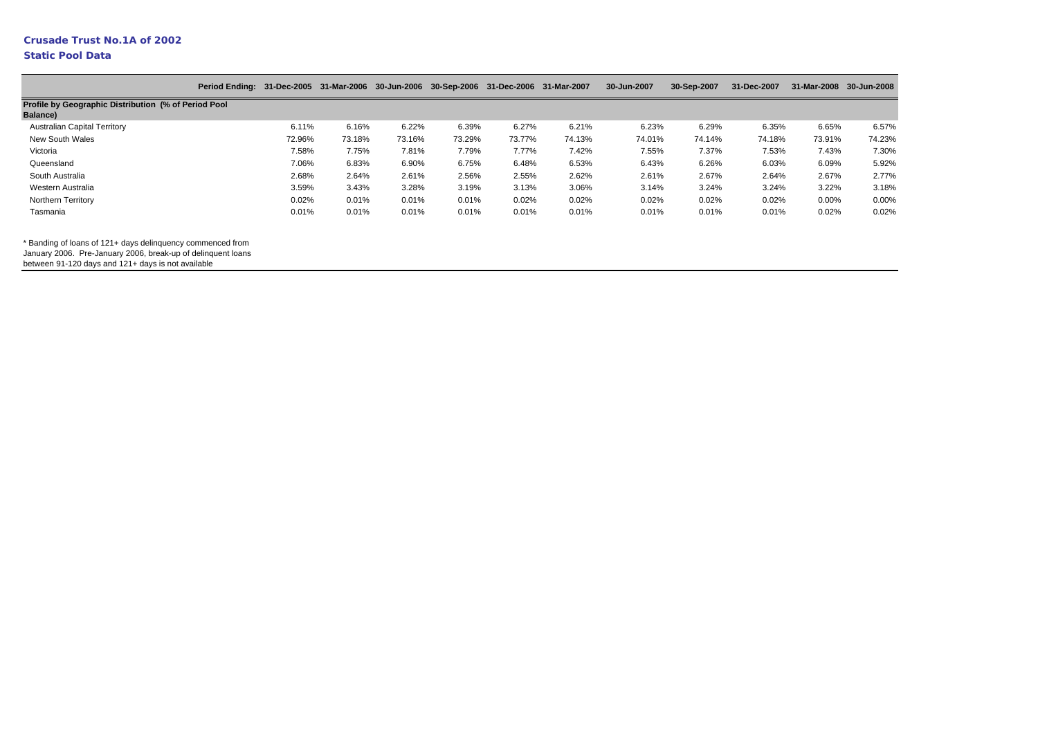**Crusade Trust No.1A of 2002**

**Static Pool Data**

| Period Ending: | 31-Dec-2005 | 31-Mar-2006 | 30-Jun-2006 | 30-Sep-2006 | 31-Dec-2006 | 31-Mar-2007 | 30-Jun-2007 | 30-Sep-2007 | 31-Dec-2007 | 31-Mar-2008 | 30-Jun-2008 |
|---|---|---|---|---|---|---|---|---|---|---|---|
| **Profile by Geographic Distribution (% of Period Pool Balance)** | | | | | | | | | | | |
| Australian Capital Territory | 6.11% | 6.16% | 6.22% | 6.39% | 6.27% | 6.21% | 6.23% | 6.29% | 6.35% | 6.65% | 6.57% |
| New South Wales | 72.96% | 73.18% | 73.16% | 73.29% | 73.77% | 74.13% | 74.01% | 74.14% | 74.18% | 73.91% | 74.23% |
| Victoria | 7.58% | 7.75% | 7.81% | 7.79% | 7.77% | 7.42% | 7.55% | 7.37% | 7.53% | 7.43% | 7.30% |
| Queensland | 7.06% | 6.83% | 6.90% | 6.75% | 6.48% | 6.53% | 6.43% | 6.26% | 6.03% | 6.09% | 5.92% |
| South Australia | 2.68% | 2.64% | 2.61% | 2.56% | 2.55% | 2.62% | 2.61% | 2.67% | 2.64% | 2.67% | 2.77% |
| Western Australia | 3.59% | 3.43% | 3.28% | 3.19% | 3.13% | 3.06% | 3.14% | 3.24% | 3.24% | 3.22% | 3.18% |
| Northern Territory | 0.02% | 0.01% | 0.01% | 0.01% | 0.02% | 0.02% | 0.02% | 0.02% | 0.02% | 0.00% | 0.00% |
| Tasmania | 0.01% | 0.01% | 0.01% | 0.01% | 0.01% | 0.01% | 0.01% | 0.01% | 0.01% | 0.02% | 0.02% |

* Banding of loans of 121+ days delinquency commenced from January 2006. Pre-January 2006, break-up of delinquent loans between 91-120 days and 121+ days is not available